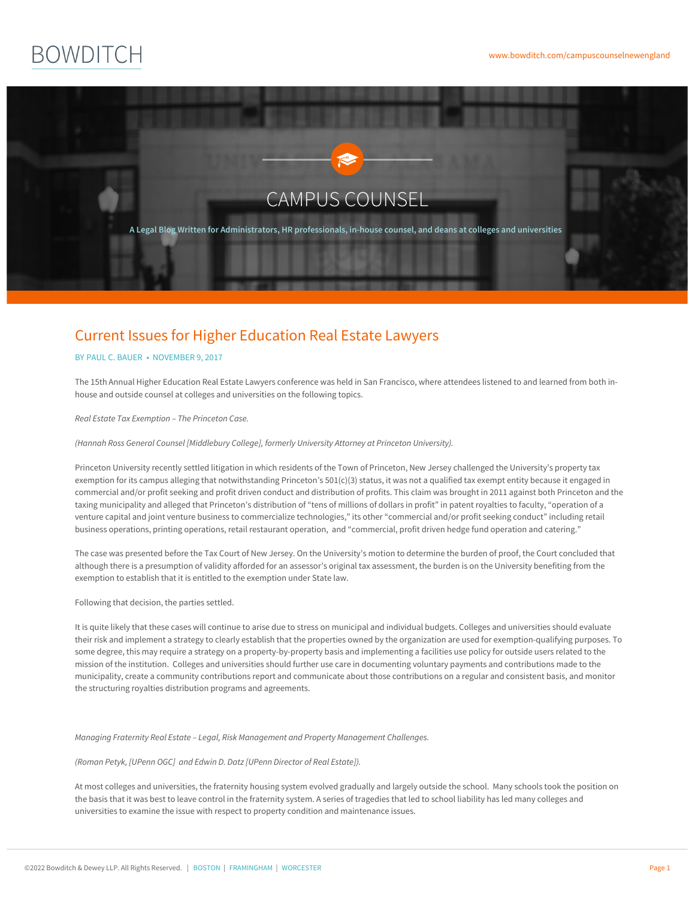# Current Issues for Higher Education Real Estate Lawyers

BY PAUL C. BAUER • NOVEMBER 9, 2017

The 15th Annual Higher Education Real Estate Lawyers conference was held in San Francisco, where attendees listened to and learned from both in-house and outside counsel at colleges and universities on the following topics.

*Real Estate Tax Exemption – The Princeton Case.*

*(Hannah Ross General Counsel [Middlebury College], formerly University Attorney at Princeton University).*

Princeton University recently settled litigation in which residents of the Town of Princeton, New Jersey challenged the University's property tax exemption for its campus alleging that notwithstanding Princeton's 501(c)(3) status, it was not a qualified tax exempt entity because it engaged in commercial and/or profit seeking and profit driven conduct and distribution of profits. This claim was brought in 2011 against both Princeton and the taxing municipality and alleged that Princeton's distribution of "tens of millions of dollars in profit" in patent royalties to faculty, "operation of a venture capital and joint venture business to commercialize technologies," its other "commercial and/or profit seeking conduct" including retail business operations, printing operations, retail restaurant operation, and "commercial, profit driven hedge fund operation and catering."

The case was presented before the Tax Court of New Jersey. On the University's motion to determine the burden of proof, the Court concluded that although there is a presumption of validity afforded for an assessor's original tax assessment, the burden is on the University benefiting from the exemption to establish that it is entitled to the exemption under State law.

Following that decision, the parties settled.

It is quite likely that these cases will continue to arise due to stress on municipal and individual budgets. Colleges and universities should evaluate their risk and implement a strategy to clearly establish that the properties owned by the organization are used for exemption-qualifying purposes. To some degree, this may require a strategy on a property-by-property basis and implementing a facilities use policy for outside users related to the mission of the institution. Colleges and universities should further use care in documenting voluntary payments and contributions made to the municipality, create a community contributions report and communicate about those contributions on a regular and consistent basis, and monitor the structuring royalties distribution programs and agreements.

*Managing Fraternity Real Estate – Legal, Risk Management and Property Management Challenges.*

*(Roman Petyk, [UPenn OGC] and Edwin D. Datz [UPenn Director of Real Estate]).*

At most colleges and universities, the fraternity housing system evolved gradually and largely outside the school. Many schools took the position on the basis that it was best to leave control in the fraternity system. A series of tragedies that led to school liability has led many colleges and universities to examine the issue with respect to property condition and maintenance issues.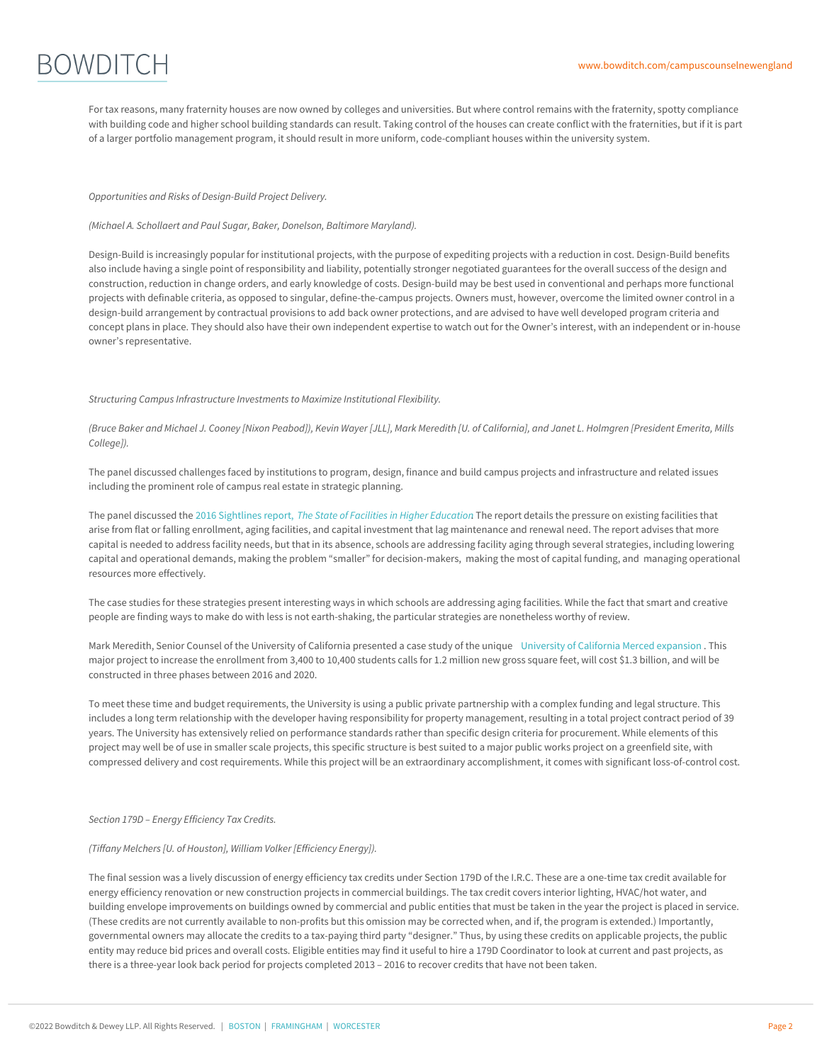For tax reasons, many fraternity houses are now owned by colleges and universities. But where control remains with the fraternity, spotty compliance with building code and higher school building standards can result. Taking control of the houses can create conflict with the fraternities, but if it is part of a larger portfolio management program, it should result in more uniform, code-compliant houses within the university system.

*Opportunities and Risks of Design-Build Project Delivery.*

*(Michael A. Schollaert and Paul Sugar, Baker, Donelson, Baltimore Maryland).*

Design-Build is increasingly popular for institutional projects, with the purpose of expediting projects with a reduction in cost. Design-Build benefits also include having a single point of responsibility and liability, potentially stronger negotiated guarantees for the overall success of the design and construction, reduction in change orders, and early knowledge of costs. Design-build may be best used in conventional and perhaps more functional projects with definable criteria, as opposed to singular, define-the-campus projects. Owners must, however, overcome the limited owner control in a design-build arrangement by contractual provisions to add back owner protections, and are advised to have well developed program criteria and concept plans in place. They should also have their own independent expertise to watch out for the Owner's interest, with an independent or in-house owner's representative.

*Structuring Campus Infrastructure Investments to Maximize Institutional Flexibility.*

*(Bruce Baker and Michael J. Cooney [Nixon Peabod]), Kevin Wayer [JLL], Mark Meredith [U. of California], and Janet L. Holmgren [President Emerita, Mills College]).*

The panel discussed challenges faced by institutions to program, design, finance and build campus projects and infrastructure and related issues including the prominent role of campus real estate in strategic planning.

The panel discussed the 2016 Sightlines report, *The State of Facilities in Higher Education*. The report details the pressure on existing facilities that arise from flat or falling enrollment, aging facilities, and capital investment that lag maintenance and renewal need. The report advises that more capital is needed to address facility needs, but that in its absence, schools are addressing facility aging through several strategies, including lowering capital and operational demands, making the problem "smaller" for decision-makers, making the most of capital funding, and managing operational resources more effectively.

The case studies for these strategies present interesting ways in which schools are addressing aging facilities. While the fact that smart and creative people are finding ways to make do with less is not earth-shaking, the particular strategies are nonetheless worthy of review.

Mark Meredith, Senior Counsel of the University of California presented a case study of the unique University of California Merced expansion. This major project to increase the enrollment from 3,400 to 10,400 students calls for 1.2 million new gross square feet, will cost $1.3 billion, and will be constructed in three phases between 2016 and 2020.

To meet these time and budget requirements, the University is using a public private partnership with a complex funding and legal structure. This includes a long term relationship with the developer having responsibility for property management, resulting in a total project contract period of 39 years. The University has extensively relied on performance standards rather than specific design criteria for procurement. While elements of this project may well be of use in smaller scale projects, this specific structure is best suited to a major public works project on a greenfield site, with compressed delivery and cost requirements. While this project will be an extraordinary accomplishment, it comes with significant loss-of-control cost.

*Section 179D – Energy Efficiency Tax Credits.*

*(Tiffany Melchers [U. of Houston], William Volker [Efficiency Energy]).*

The final session was a lively discussion of energy efficiency tax credits under Section 179D of the I.R.C. These are a one-time tax credit available for energy efficiency renovation or new construction projects in commercial buildings. The tax credit covers interior lighting, HVAC/hot water, and building envelope improvements on buildings owned by commercial and public entities that must be taken in the year the project is placed in service. (These credits are not currently available to non-profits but this omission may be corrected when, and if, the program is extended.) Importantly, governmental owners may allocate the credits to a tax-paying third party "designer." Thus, by using these credits on applicable projects, the public entity may reduce bid prices and overall costs. Eligible entities may find it useful to hire a 179D Coordinator to look at current and past projects, as there is a three-year look back period for projects completed 2013 – 2016 to recover credits that have not been taken.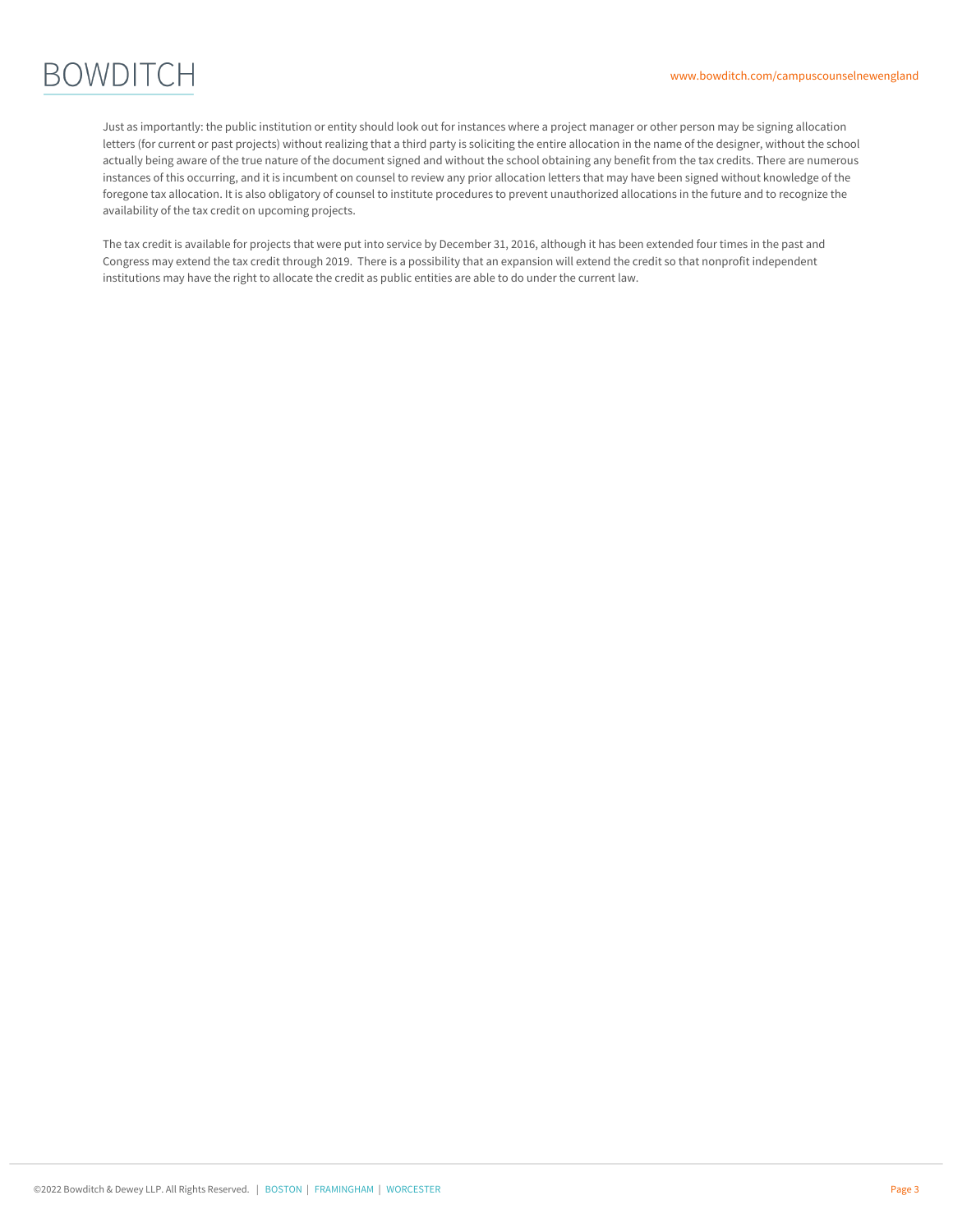Just as importantly: the public institution or entity should look out for instances where a project manager or other person may be signing allocation letters (for current or past projects) without realizing that a third party is soliciting the entire allocation in the name of the designer, without the school actually being aware of the true nature of the document signed and without the school obtaining any benefit from the tax credits. There are numerous instances of this occurring, and it is incumbent on counsel to review any prior allocation letters that may have been signed without knowledge of the foregone tax allocation. It is also obligatory of counsel to institute procedures to prevent unauthorized allocations in the future and to recognize the availability of the tax credit on upcoming projects.

The tax credit is available for projects that were put into service by December 31, 2016, although it has been extended four times in the past and Congress may extend the tax credit through 2019. There is a possibility that an expansion will extend the credit so that nonprofit independent institutions may have the right to allocate the credit as public entities are able to do under the current law.